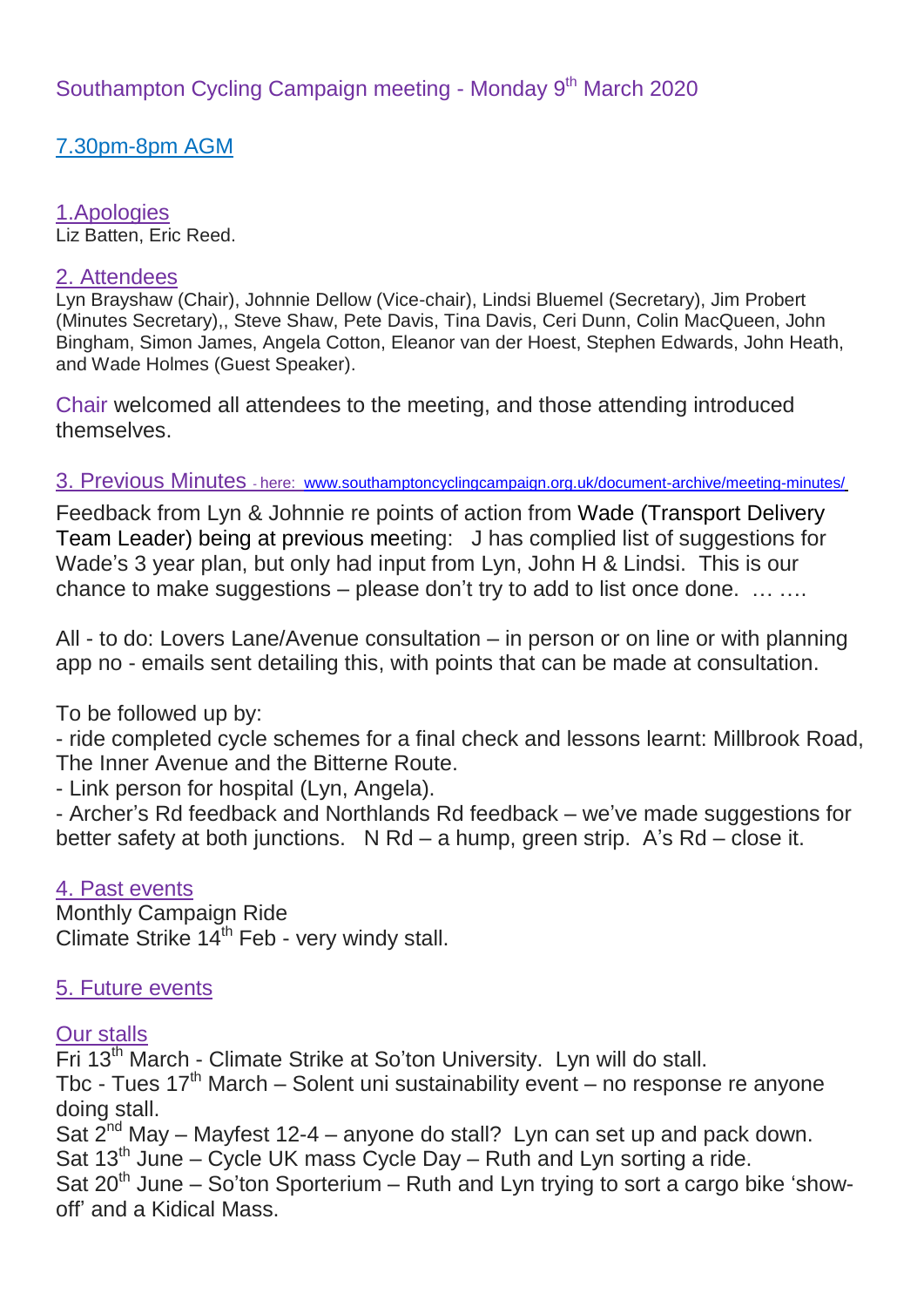# Southampton Cycling Campaign meeting - Monday 9th March 2020

## 7.30pm-8pm AGM

### 1.Apologies

Liz Batten, Eric Reed.

### 2. Attendees

Lyn Brayshaw (Chair), Johnnie Dellow (Vice-chair), Lindsi Bluemel (Secretary), Jim Probert (Minutes Secretary),, Steve Shaw, Pete Davis, Tina Davis, Ceri Dunn, Colin MacQueen, John Bingham, Simon James, Angela Cotton, Eleanor van der Hoest, Stephen Edwards, John Heath, and Wade Holmes (Guest Speaker).

Chair welcomed all attendees to the meeting, and those attending introduced themselves.

### 3. Previous Minutes - here: www.southamptoncyclingcampaign.org.uk/document-archive/meeting-minutes/

Feedback from Lyn & Johnnie re points of action from Wade (Transport Delivery Team Leader) being at previous meeting: J has complied list of suggestions for Wade's 3 year plan, but only had input from Lyn, John H & Lindsi. This is our chance to make suggestions – please don't try to add to list once done. … ….

All - to do: Lovers Lane/Avenue consultation – in person or on line or with planning app no - emails sent detailing this, with points that can be made at consultation.

To be followed up by:

- ride completed cycle schemes for a final check and lessons learnt: Millbrook Road, The Inner Avenue and the Bitterne Route.
- Link person for hospital (Lyn, Angela).
- Archer's Rd feedback and Northlands Rd feedback – we've made suggestions for better safety at both junctions. N Rd – a hump, green strip. A's Rd – close it.

### 4. Past events

Monthly Campaign Ride
Climate Strike 14th Feb - very windy stall.

### 5. Future events

#### Our stalls

Fri 13th March - Climate Strike at So'ton University. Lyn will do stall.
Tbc - Tues 17th March – Solent uni sustainability event – no response re anyone doing stall.
Sat 2nd May – Mayfest 12-4 – anyone do stall? Lyn can set up and pack down.
Sat 13th June – Cycle UK mass Cycle Day – Ruth and Lyn sorting a ride.
Sat 20th June – So'ton Sporterium – Ruth and Lyn trying to sort a cargo bike 'show-off' and a Kidical Mass.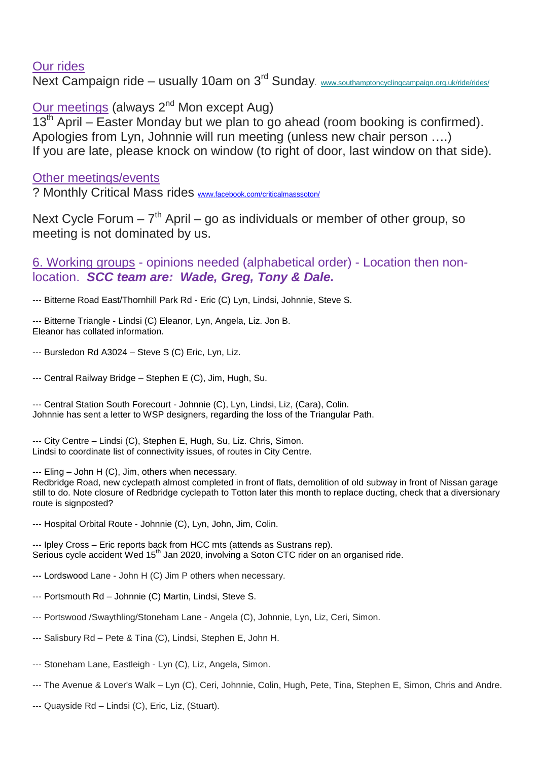## Our rides

Next Campaign ride – usually 10am on 3rd Sunday. www.southamptoncyclingcampaign.org.uk/ride/rides/

## Our meetings (always 2nd Mon except Aug)

13th April – Easter Monday but we plan to go ahead (room booking is confirmed). Apologies from Lyn, Johnnie will run meeting (unless new chair person ….)
If you are late, please knock on window (to right of door, last window on that side).

## Other meetings/events

? Monthly Critical Mass rides www.facebook.com/criticalmasssoton/

Next Cycle Forum – 7th April – go as individuals or member of other group, so meeting is not dominated by us.

## 6. Working groups - opinions needed (alphabetical order) - Location then non-location. ***SCC team are: Wade, Greg, Tony & Dale.***

--- Bitterne Road East/Thornhill Park Rd - Eric (C) Lyn, Lindsi, Johnnie, Steve S.

--- Bitterne Triangle - Lindsi (C) Eleanor, Lyn, Angela, Liz. Jon B.
Eleanor has collated information.

--- Bursledon Rd A3024 – Steve S (C) Eric, Lyn, Liz.

--- Central Railway Bridge – Stephen E (C), Jim, Hugh, Su.

--- Central Station South Forecourt - Johnnie (C), Lyn, Lindsi, Liz, (Cara), Colin.
Johnnie has sent a letter to WSP designers, regarding the loss of the Triangular Path.

--- City Centre – Lindsi (C), Stephen E, Hugh, Su, Liz. Chris, Simon.
Lindsi to coordinate list of connectivity issues, of routes in City Centre.

--- Eling – John H (C), Jim, others when necessary.
Redbridge Road, new cyclepath almost completed in front of flats, demolition of old subway in front of Nissan garage still to do. Note closure of Redbridge cyclepath to Totton later this month to replace ducting, check that a diversionary route is signposted?

--- Hospital Orbital Route - Johnnie (C), Lyn, John, Jim, Colin.

--- Ipley Cross – Eric reports back from HCC mts (attends as Sustrans rep).
Serious cycle accident Wed 15th Jan 2020, involving a Soton CTC rider on an organised ride.

--- Lordswood Lane - John H (C) Jim P others when necessary.

--- Portsmouth Rd – Johnnie (C) Martin, Lindsi, Steve S.

--- Portswood /Swaythling/Stoneham Lane - Angela (C), Johnnie, Lyn, Liz, Ceri, Simon.

--- Salisbury Rd – Pete & Tina (C), Lindsi, Stephen E, John H.

--- Stoneham Lane, Eastleigh - Lyn (C), Liz, Angela, Simon.

--- The Avenue & Lover's Walk – Lyn (C), Ceri, Johnnie, Colin, Hugh, Pete, Tina, Stephen E, Simon, Chris and Andre.

--- Quayside Rd – Lindsi (C), Eric, Liz, (Stuart).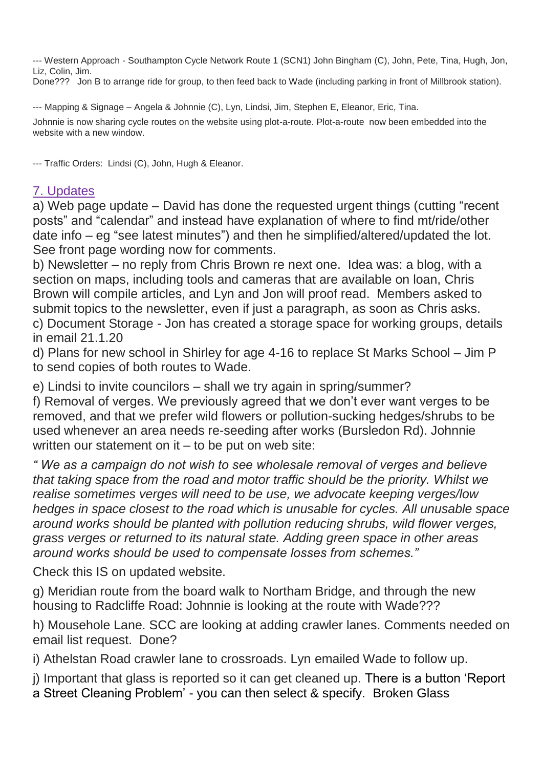--- Western Approach - Southampton Cycle Network Route 1 (SCN1) John Bingham (C), John, Pete, Tina, Hugh, Jon, Liz, Colin, Jim.

Done??? Jon B to arrange ride for group, to then feed back to Wade (including parking in front of Millbrook station).

--- Mapping & Signage – Angela & Johnnie (C), Lyn, Lindsi, Jim, Stephen E, Eleanor, Eric, Tina.

Johnnie is now sharing cycle routes on the website using plot-a-route. Plot-a-route now been embedded into the website with a new window.

--- Traffic Orders: Lindsi (C), John, Hugh & Eleanor.

## 7. Updates

a) Web page update – David has done the requested urgent things (cutting "recent posts" and "calendar" and instead have explanation of where to find mt/ride/other date info – eg "see latest minutes") and then he simplified/altered/updated the lot. See front page wording now for comments.

b) Newsletter – no reply from Chris Brown re next one. Idea was: a blog, with a section on maps, including tools and cameras that are available on loan, Chris Brown will compile articles, and Lyn and Jon will proof read. Members asked to submit topics to the newsletter, even if just a paragraph, as soon as Chris asks.

c) Document Storage - Jon has created a storage space for working groups, details in email 21.1.20

d) Plans for new school in Shirley for age 4-16 to replace St Marks School – Jim P to send copies of both routes to Wade.

e) Lindsi to invite councilors – shall we try again in spring/summer?

f) Removal of verges. We previously agreed that we don't ever want verges to be removed, and that we prefer wild flowers or pollution-sucking hedges/shrubs to be used whenever an area needs re-seeding after works (Bursledon Rd). Johnnie written our statement on it – to be put on web site:

*" We as a campaign do not wish to see wholesale removal of verges and believe that taking space from the road and motor traffic should be the priority. Whilst we realise sometimes verges will need to be use, we advocate keeping verges/low hedges in space closest to the road which is unusable for cycles. All unusable space around works should be planted with pollution reducing shrubs, wild flower verges, grass verges or returned to its natural state. Adding green space in other areas around works should be used to compensate losses from schemes."*

Check this IS on updated website.

g) Meridian route from the board walk to Northam Bridge, and through the new housing to Radcliffe Road: Johnnie is looking at the route with Wade???

h) Mousehole Lane. SCC are looking at adding crawler lanes. Comments needed on email list request. Done?

i) Athelstan Road crawler lane to crossroads. Lyn emailed Wade to follow up.

j) Important that glass is reported so it can get cleaned up. There is a button 'Report a Street Cleaning Problem' - you can then select & specify. Broken Glass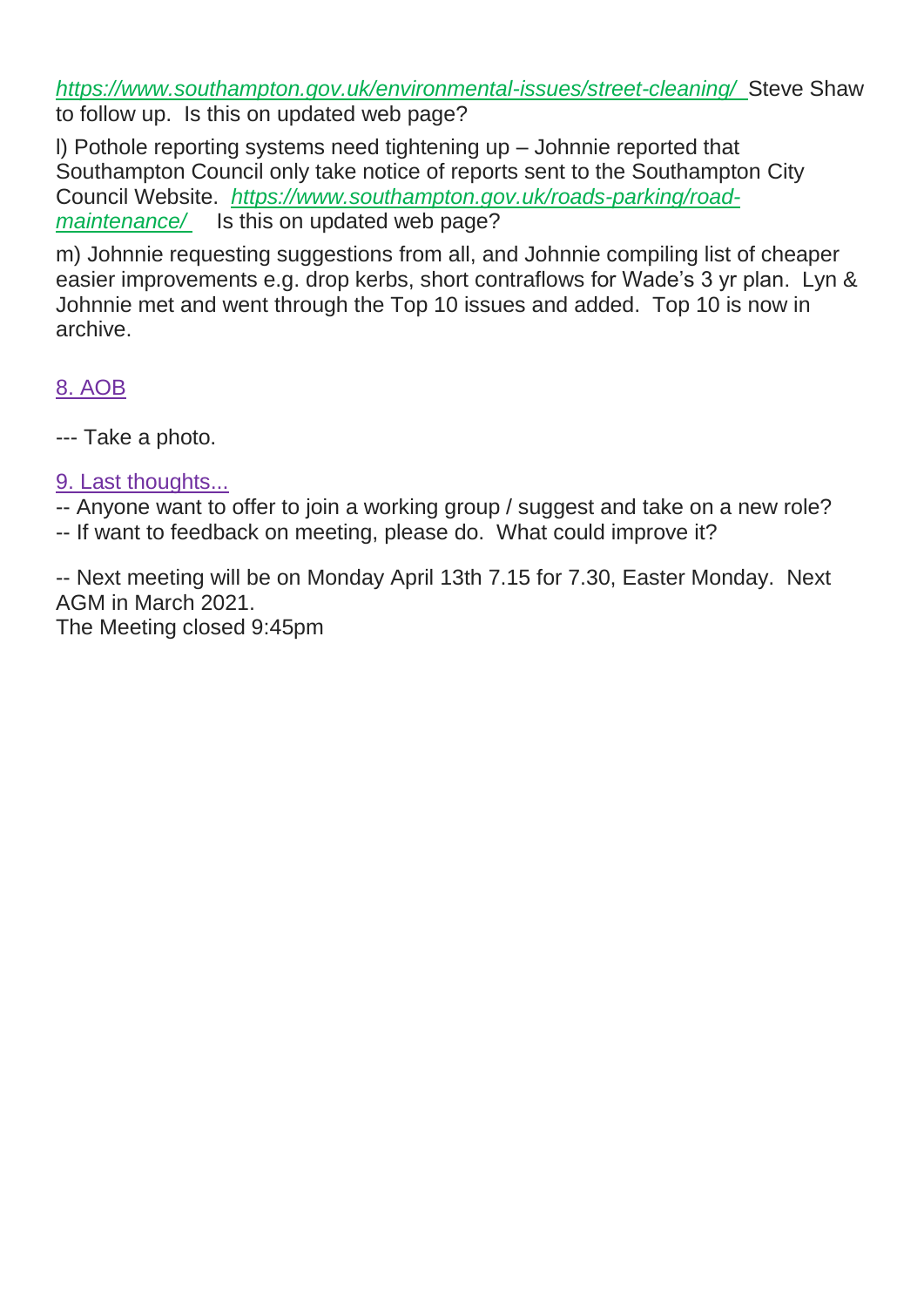*https://www.southampton.gov.uk/environmental-issues/street-cleaning/* Steve Shaw to follow up. Is this on updated web page?

l) Pothole reporting systems need tightening up – Johnnie reported that Southampton Council only take notice of reports sent to the Southampton City Council Website. *https://www.southampton.gov.uk/roads-parking/road-maintenance/* Is this on updated web page?

m) Johnnie requesting suggestions from all, and Johnnie compiling list of cheaper easier improvements e.g. drop kerbs, short contraflows for Wade's 3 yr plan. Lyn & Johnnie met and went through the Top 10 issues and added. Top 10 is now in archive.

## 8. AOB

--- Take a photo.

## 9. Last thoughts...

-- Anyone want to offer to join a working group / suggest and take on a new role?
-- If want to feedback on meeting, please do. What could improve it?

-- Next meeting will be on Monday April 13th 7.15 for 7.30, Easter Monday. Next AGM in March 2021.
The Meeting closed 9:45pm